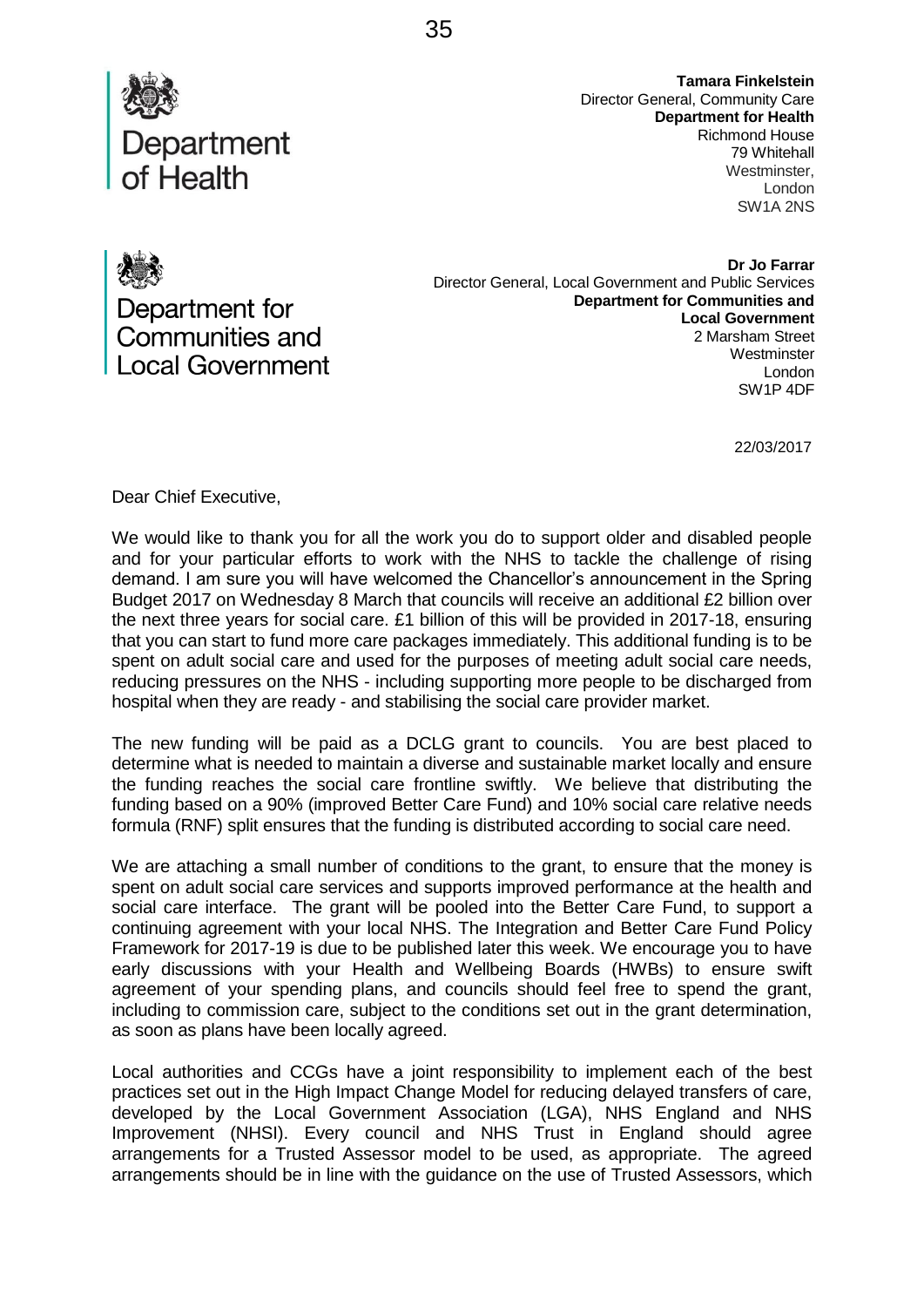Department of Health

**Tamara Finkelstein**
Director General, Community Care
**Department for Health**
Richmond House
79 Whitehall
Westminster,
London
SW1A 2NS

Department for Communities and Local Government

**Dr Jo Farrar**
Director General, Local Government and Public Services
**Department for Communities and Local Government**
2 Marsham Street
Westminster
London
SW1P 4DF

22/03/2017

Dear Chief Executive,

We would like to thank you for all the work you do to support older and disabled people and for your particular efforts to work with the NHS to tackle the challenge of rising demand. I am sure you will have welcomed the Chancellor's announcement in the Spring Budget 2017 on Wednesday 8 March that councils will receive an additional £2 billion over the next three years for social care. £1 billion of this will be provided in 2017-18, ensuring that you can start to fund more care packages immediately. This additional funding is to be spent on adult social care and used for the purposes of meeting adult social care needs, reducing pressures on the NHS - including supporting more people to be discharged from hospital when they are ready - and stabilising the social care provider market.

The new funding will be paid as a DCLG grant to councils. You are best placed to determine what is needed to maintain a diverse and sustainable market locally and ensure the funding reaches the social care frontline swiftly. We believe that distributing the funding based on a 90% (improved Better Care Fund) and 10% social care relative needs formula (RNF) split ensures that the funding is distributed according to social care need.

We are attaching a small number of conditions to the grant, to ensure that the money is spent on adult social care services and supports improved performance at the health and social care interface. The grant will be pooled into the Better Care Fund, to support a continuing agreement with your local NHS. The Integration and Better Care Fund Policy Framework for 2017-19 is due to be published later this week. We encourage you to have early discussions with your Health and Wellbeing Boards (HWBs) to ensure swift agreement of your spending plans, and councils should feel free to spend the grant, including to commission care, subject to the conditions set out in the grant determination, as soon as plans have been locally agreed.

Local authorities and CCGs have a joint responsibility to implement each of the best practices set out in the High Impact Change Model for reducing delayed transfers of care, developed by the Local Government Association (LGA), NHS England and NHS Improvement (NHSI). Every council and NHS Trust in England should agree arrangements for a Trusted Assessor model to be used, as appropriate. The agreed arrangements should be in line with the guidance on the use of Trusted Assessors, which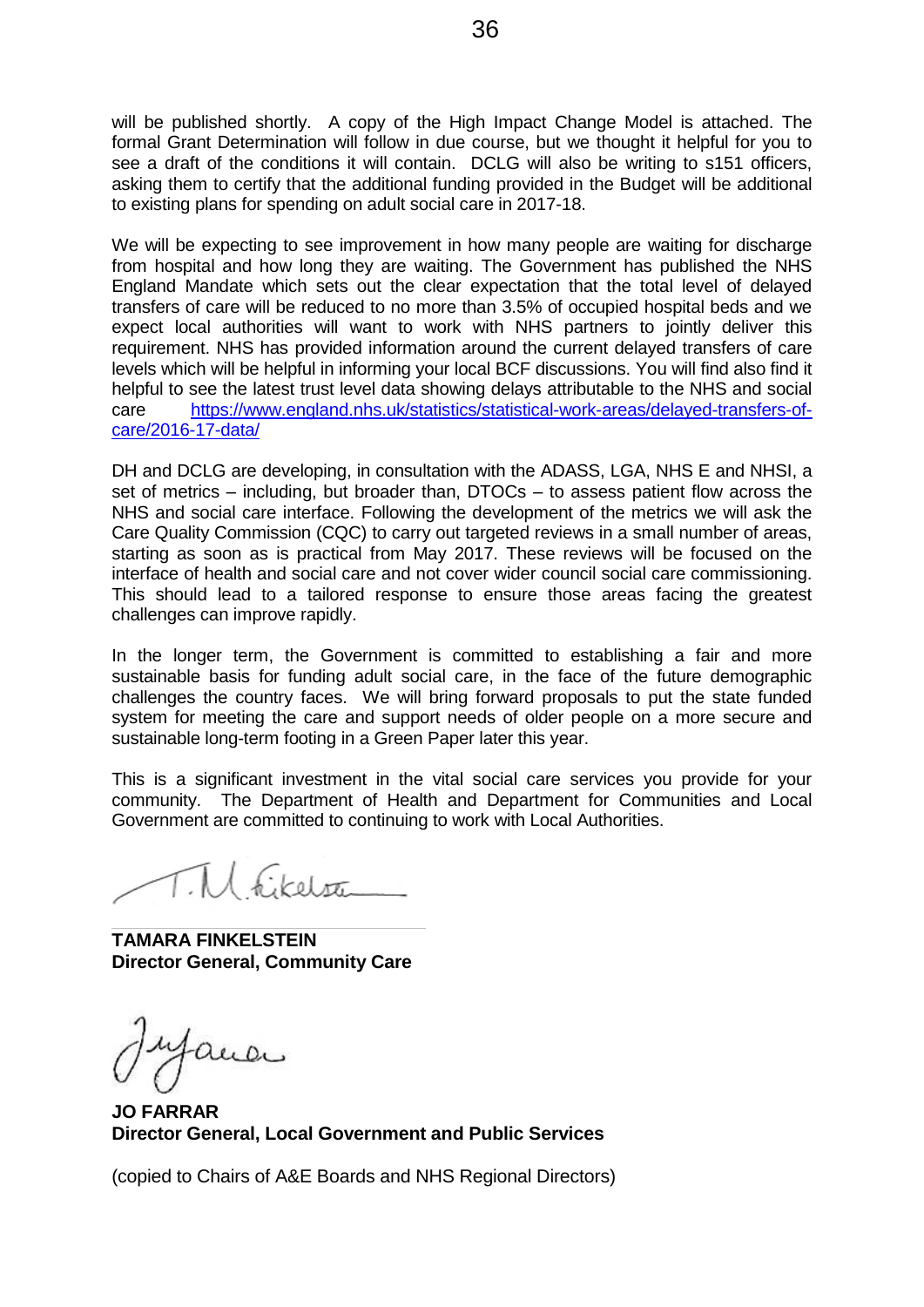will be published shortly. A copy of the High Impact Change Model is attached. The formal Grant Determination will follow in due course, but we thought it helpful for you to see a draft of the conditions it will contain. DCLG will also be writing to s151 officers, asking them to certify that the additional funding provided in the Budget will be additional to existing plans for spending on adult social care in 2017-18.

We will be expecting to see improvement in how many people are waiting for discharge from hospital and how long they are waiting. The Government has published the NHS England Mandate which sets out the clear expectation that the total level of delayed transfers of care will be reduced to no more than 3.5% of occupied hospital beds and we expect local authorities will want to work with NHS partners to jointly deliver this requirement. NHS has provided information around the current delayed transfers of care levels which will be helpful in informing your local BCF discussions. You will find also find it helpful to see the latest trust level data showing delays attributable to the NHS and social care [https://www.england.nhs.uk/statistics/statistical-work-areas/delayed-transfers-of-care/2016-17-data/](https://www.england.nhs.uk/statistics/statistical-work-areas/delayed-transfers-of-care/2016-17-data/)

DH and DCLG are developing, in consultation with the ADASS, LGA, NHS E and NHSI, a set of metrics – including, but broader than, DTOCs – to assess patient flow across the NHS and social care interface. Following the development of the metrics we will ask the Care Quality Commission (CQC) to carry out targeted reviews in a small number of areas, starting as soon as is practical from May 2017. These reviews will be focused on the interface of health and social care and not cover wider council social care commissioning. This should lead to a tailored response to ensure those areas facing the greatest challenges can improve rapidly.

In the longer term, the Government is committed to establishing a fair and more sustainable basis for funding adult social care, in the face of the future demographic challenges the country faces. We will bring forward proposals to put the state funded system for meeting the care and support needs of older people on a more secure and sustainable long-term footing in a Green Paper later this year.

This is a significant investment in the vital social care services you provide for your community. The Department of Health and Department for Communities and Local Government are committed to continuing to work with Local Authorities.

**TAMARA FINKELSTEIN**
**Director General, Community Care**

**JO FARRAR**
**Director General, Local Government and Public Services**

(copied to Chairs of A&E Boards and NHS Regional Directors)